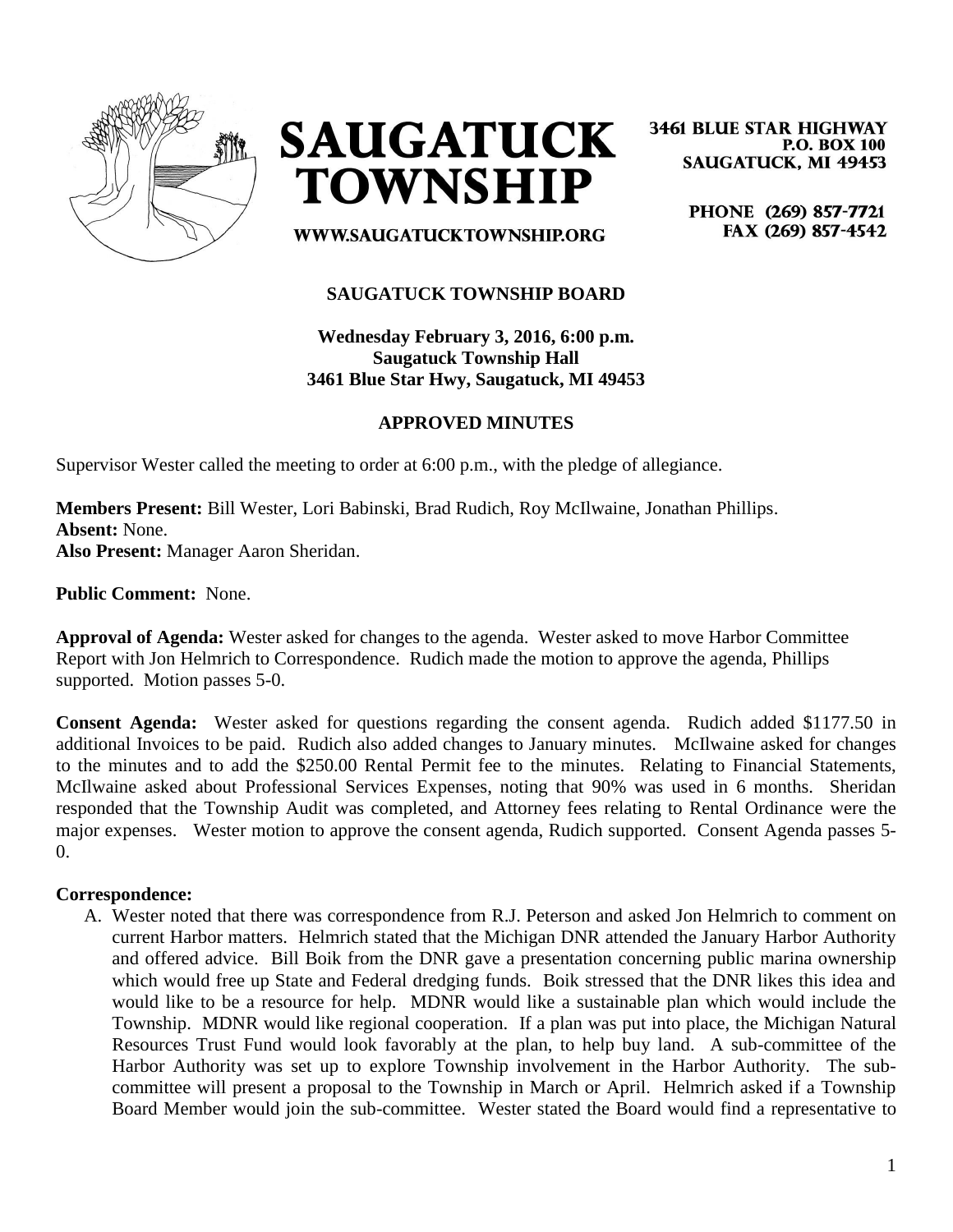# SAUGATUCK TOWNSHIP

3461 BLUE STAR HIGHWAY
P.O. BOX 100
SAUGATUCK, MI 49453

PHONE (269) 857-7721
FAX (269) 857-4542

WWW.SAUGATUCKTOWNSHIP.ORG

**SAUGATUCK TOWNSHIP BOARD**

**Wednesday February 3, 2016, 6:00 p.m.**
**Saugatuck Township Hall**
**3461 Blue Star Hwy, Saugatuck, MI 49453**

**APPROVED MINUTES**

Supervisor Wester called the meeting to order at 6:00 p.m., with the pledge of allegiance.

**Members Present:** Bill Wester, Lori Babinski, Brad Rudich, Roy McIlwaine, Jonathan Phillips.
**Absent:** None.
**Also Present:** Manager Aaron Sheridan.

**Public Comment:** None.

**Approval of Agenda:** Wester asked for changes to the agenda. Wester asked to move Harbor Committee Report with Jon Helmrich to Correspondence. Rudich made the motion to approve the agenda, Phillips supported. Motion passes 5-0.

**Consent Agenda:** Wester asked for questions regarding the consent agenda. Rudich added $1177.50 in additional Invoices to be paid. Rudich also added changes to January minutes. McIlwaine asked for changes to the minutes and to add the $250.00 Rental Permit fee to the minutes. Relating to Financial Statements, McIlwaine asked about Professional Services Expenses, noting that 90% was used in 6 months. Sheridan responded that the Township Audit was completed, and Attorney fees relating to Rental Ordinance were the major expenses. Wester motion to approve the consent agenda, Rudich supported. Consent Agenda passes 5-0.

**Correspondence:**

A. Wester noted that there was correspondence from R.J. Peterson and asked Jon Helmrich to comment on current Harbor matters. Helmrich stated that the Michigan DNR attended the January Harbor Authority and offered advice. Bill Boik from the DNR gave a presentation concerning public marina ownership which would free up State and Federal dredging funds. Boik stressed that the DNR likes this idea and would like to be a resource for help. MDNR would like a sustainable plan which would include the Township. MDNR would like regional cooperation. If a plan was put into place, the Michigan Natural Resources Trust Fund would look favorably at the plan, to help buy land. A sub-committee of the Harbor Authority was set up to explore Township involvement in the Harbor Authority. The sub-committee will present a proposal to the Township in March or April. Helmrich asked if a Township Board Member would join the sub-committee. Wester stated the Board would find a representative to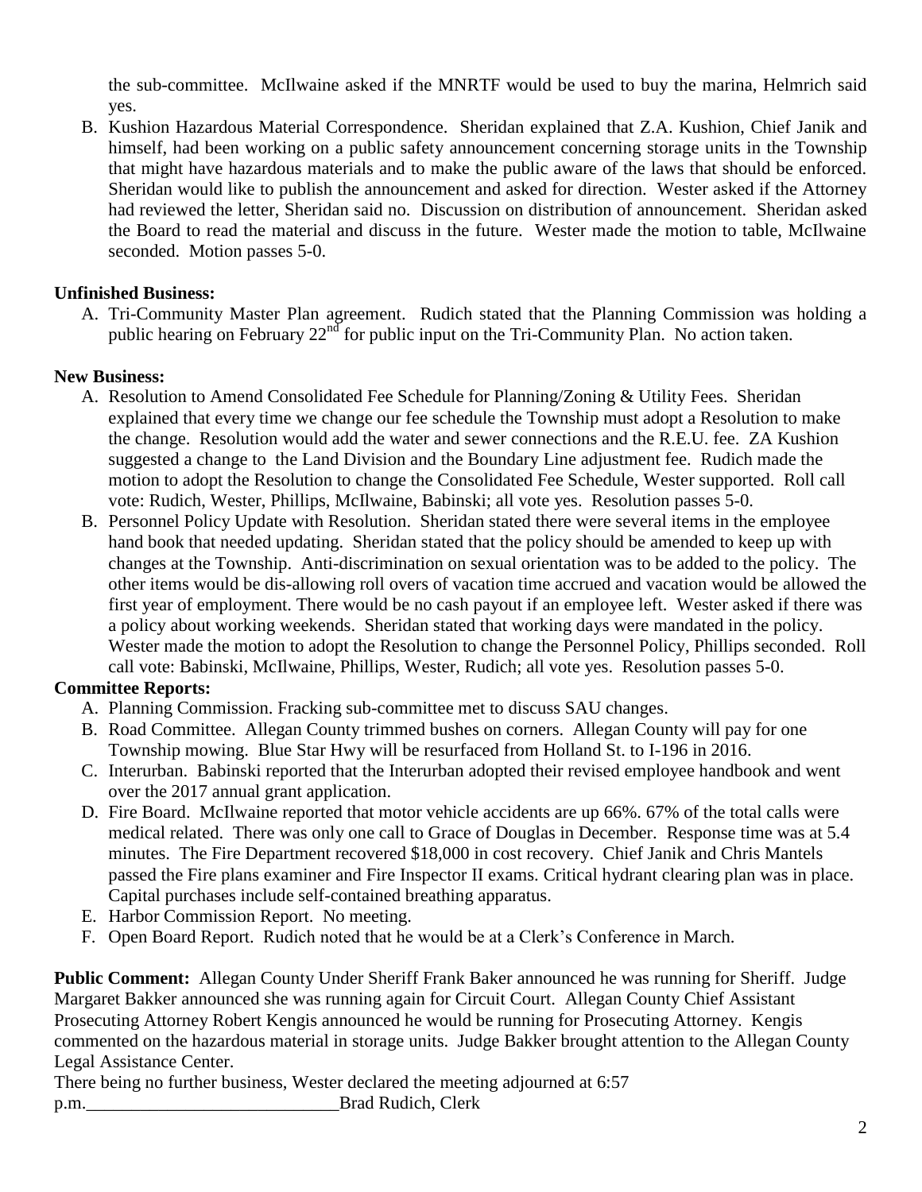the sub-committee. McIlwaine asked if the MNRTF would be used to buy the marina, Helmrich said yes.

B. Kushion Hazardous Material Correspondence. Sheridan explained that Z.A. Kushion, Chief Janik and himself, had been working on a public safety announcement concerning storage units in the Township that might have hazardous materials and to make the public aware of the laws that should be enforced. Sheridan would like to publish the announcement and asked for direction. Wester asked if the Attorney had reviewed the letter, Sheridan said no. Discussion on distribution of announcement. Sheridan asked the Board to read the material and discuss in the future. Wester made the motion to table, McIlwaine seconded. Motion passes 5-0.

**Unfinished Business:**

A. Tri-Community Master Plan agreement. Rudich stated that the Planning Commission was holding a public hearing on February 22nd for public input on the Tri-Community Plan. No action taken.

**New Business:**

A. Resolution to Amend Consolidated Fee Schedule for Planning/Zoning & Utility Fees. Sheridan explained that every time we change our fee schedule the Township must adopt a Resolution to make the change. Resolution would add the water and sewer connections and the R.E.U. fee. ZA Kushion suggested a change to the Land Division and the Boundary Line adjustment fee. Rudich made the motion to adopt the Resolution to change the Consolidated Fee Schedule, Wester supported. Roll call vote: Rudich, Wester, Phillips, McIlwaine, Babinski; all vote yes. Resolution passes 5-0.

B. Personnel Policy Update with Resolution. Sheridan stated there were several items in the employee hand book that needed updating. Sheridan stated that the policy should be amended to keep up with changes at the Township. Anti-discrimination on sexual orientation was to be added to the policy. The other items would be dis-allowing roll overs of vacation time accrued and vacation would be allowed the first year of employment. There would be no cash payout if an employee left. Wester asked if there was a policy about working weekends. Sheridan stated that working days were mandated in the policy. Wester made the motion to adopt the Resolution to change the Personnel Policy, Phillips seconded. Roll call vote: Babinski, McIlwaine, Phillips, Wester, Rudich; all vote yes. Resolution passes 5-0.

**Committee Reports:**

A. Planning Commission. Fracking sub-committee met to discuss SAU changes.
B. Road Committee. Allegan County trimmed bushes on corners. Allegan County will pay for one Township mowing. Blue Star Hwy will be resurfaced from Holland St. to I-196 in 2016.
C. Interurban. Babinski reported that the Interurban adopted their revised employee handbook and went over the 2017 annual grant application.
D. Fire Board. McIlwaine reported that motor vehicle accidents are up 66%. 67% of the total calls were medical related. There was only one call to Grace of Douglas in December. Response time was at 5.4 minutes. The Fire Department recovered $18,000 in cost recovery. Chief Janik and Chris Mantels passed the Fire plans examiner and Fire Inspector II exams. Critical hydrant clearing plan was in place. Capital purchases include self-contained breathing apparatus.
E. Harbor Commission Report. No meeting.
F. Open Board Report. Rudich noted that he would be at a Clerk's Conference in March.

**Public Comment:** Allegan County Under Sheriff Frank Baker announced he was running for Sheriff. Judge Margaret Bakker announced she was running again for Circuit Court. Allegan County Chief Assistant Prosecuting Attorney Robert Kengis announced he would be running for Prosecuting Attorney. Kengis commented on the hazardous material in storage units. Judge Bakker brought attention to the Allegan County Legal Assistance Center.

There being no further business, Wester declared the meeting adjourned at 6:57 p.m.____________________________Brad Rudich, Clerk